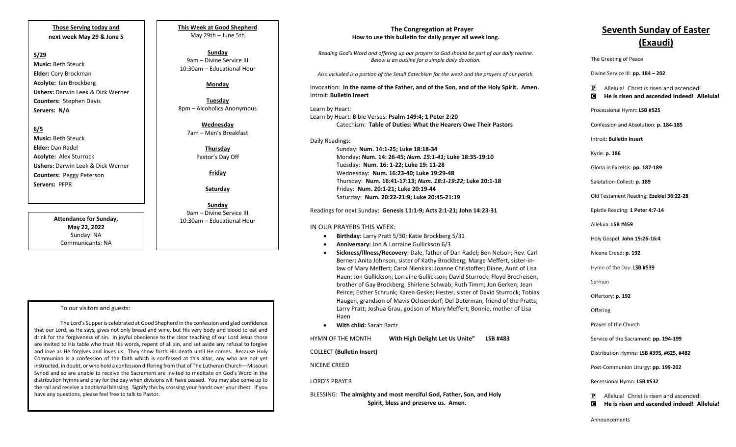**Those Serving today and next week May 29 & June 5**

**5/29**

**Music:** Beth Steuck
**Elder:** Cory Brockman
**Acolyte:** Ian Brockberg
**Ushers:** Darwin Leek & Dick Werner
**Counters:** Stephen Davis
**Servers: N/A**

**6/5**

**Music:** Beth Steuck
**Elder:** Dan Radel
**Acolyte:** Alex Sturrock
**Ushers:** Darwin Leek & Dick Werner
**Counters:** Peggy Peterson
**Servers:** PFPR

**Attendance for Sunday, May 22, 2022**
Sunday: NA
Communicants: NA

**This Week at Good Shepherd**
May 29th – June 5th

**Sunday**
9am – Divine Service III
10:30am – Educational Hour

**Monday**

**Tuesday**
8pm – Alcoholics Anonymous

**Wednesday**
7am – Men's Breakfast

**Thursday**
Pastor's Day Off

**Friday**

**Saturday**

**Sunday**
9am – Divine Service III
10:30am – Educational Hour

To our visitors and guests:

The Lord's Supper is celebrated at Good Shepherd in the confession and glad confidence that our Lord, as He says, gives not only bread and wine, but His very body and blood to eat and drink for the forgiveness of sin. In joyful obedience to the clear teaching of our Lord Jesus those are invited to His table who trust His words, repent of all sin, and set aside any refusal to forgive and love as He forgives and loves us. They show forth His death until He comes. Because Holy Communion is a confession of the faith which is confessed at this altar, any who are not yet instructed, in doubt, or who hold a confession differing from that of The Lutheran Church—Missouri Synod and so are unable to receive the Sacrament are invited to meditate on God's Word in the distribution hymns and pray for the day when divisions will have ceased. You may also come up to the rail and receive a baptismal blessing. Signify this by crossing your hands over your chest. If you have any questions, please feel free to talk to Pastor.

**The Congregation at Prayer**
**How to use this bulletin for daily prayer all week long.**

*Reading God's Word and offering up our prayers to God should be part of our daily routine. Below is an outline for a simple daily devotion.*

*Also included is a portion of the Small Catechism for the week and the prayers of our parish.*

Invocation: **In the name of the Father, and of the Son, and of the Holy Spirit. Amen.**
Introit: **Bulletin Insert**

Learn by Heart:
Learn by Heart: Bible Verses: **Psalm 149:4; 1 Peter 2:20**
Catechism: **Table of Duties: What the Hearers Owe Their Pastors**

Daily Readings:
Sunday: **Num. 14:1-25; Luke 18:18-34**
Monday**: Num. 14: 26-45;** ***Num. 15:1-41;*** **Luke 18:35-19:10**
Tuesday: **Num. 16: 1-22; Luke 19: 11-28**
Wednesday: **Num. 16:23-40; Luke 19:29-48**
Thursday: **Num. 16:41-17:13;** ***Num. 18:1-19:22;*** **Luke 20:1-18**
Friday: **Num. 20:1-21; Luke 20:19-44**
Saturday: **Num. 20:22-21:9; Luke 20:45-21:19**

Readings for next Sunday: **Genesis 11:1-9; Acts 2:1-21; John 14:23-31**

IN OUR PRAYERS THIS WEEK:

- **Birthday:** Larry Pratt 5/30; Katie Brockberg 5/31
- **Anniversary:** Jon & Lorraine Gullickson 6/3
- **Sickness/Illness/Recovery:** Dale, father of Dan Radel**;** Ben Nelson; Rev. Carl Berner; Anita Johnson, sister of Kathy Brockberg; Marge Meffert, sister-in-law of Mary Meffert; Carol Nienkirk; Joanne Christoffer; Diane, Aunt of Lisa Haen; Jon Gullickson; Lorraine Gullickson; David Sturrock; Floyd Brecheisen, brother of Gay Brockberg; Shirlene Schwab; Ruth Timm; Jon Gerken; Jean Peirce; Esther Schrunk; Karen Geske; Hester, sister of David Sturrock; Tobias Haugen, grandson of Mavis Ochsendorf; Del Determan, friend of the Pratts; Larry Pratt; Joshua Grau, godson of Mary Meffert; Bonnie, mother of Lisa Haen
- **With child:** Sarah Bartz

HYMN OF THE MONTH **With High Delight Let Us Unite" LSB #483**

COLLECT **(Bulletin Insert)**

NICENE CREED

LORD'S PRAYER

BLESSING: **The almighty and most merciful God, Father, Son, and Holy Spirit, bless and preserve us. Amen.**

# Seventh Sunday of Easter (Exaudi)

The Greeting of Peace

Divine Service III: **pp. 184 – 202**

P Alleluia! Christ is risen and ascended!
**C He is risen and ascended indeed! Alleluia!**

Processional Hymn: **LSB #525**

Confession and Absolution: **p. 184-185**

Introit: **Bulletin Insert**

Kyrie: **p. 186**

Gloria in Excelsis: **pp. 187-189**

Salutation-Collect: **p. 189**

Old Testament Reading: **Ezekiel 36:22-28**

Epistle Reading: **1 Peter 4:7-14**

Alleluia: **LSB #459**

Holy Gospel: **John 15:26-16:4**

Nicene Creed: **p. 192**

Hymn of the Day: **LSB #539**

Sermon

Offertory: **p. 192**

Offering

Prayer of the Church

Service of the Sacrament: **pp. 194-199**

Distribution Hymns: **LSB #395, #625, #482**

Post-Communion Liturgy: **pp. 199-202**

Recessional Hymn: **LSB #532**

P Alleluia! Christ is risen and ascended!
**C He is risen and ascended indeed! Alleluia!**

Announcements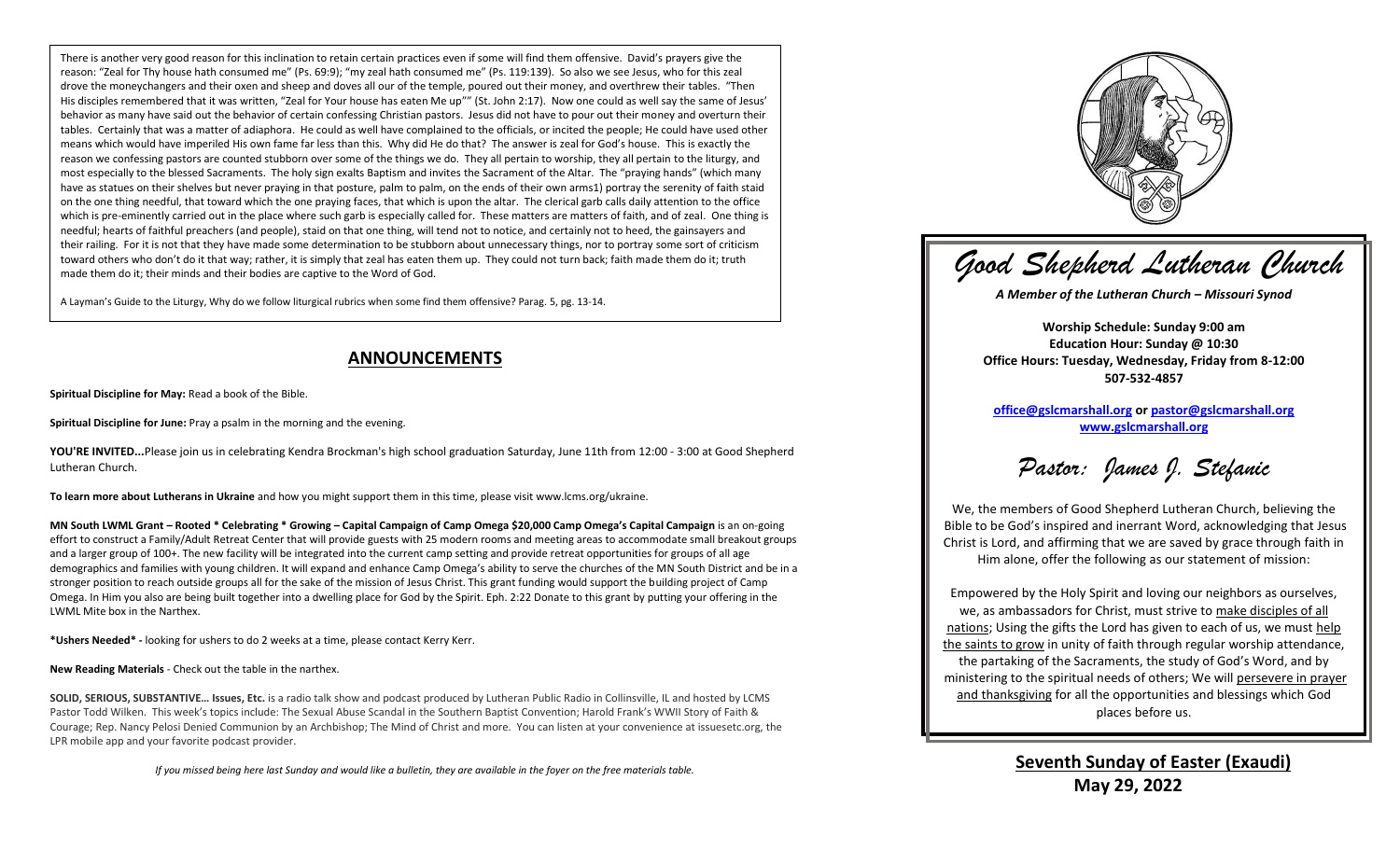There is another very good reason for this inclination to retain certain practices even if some will find them offensive. David's prayers give the reason: "Zeal for Thy house hath consumed me" (Ps. 69:9); "my zeal hath consumed me" (Ps. 119:139). So also we see Jesus, who for this zeal drove the moneychangers and their oxen and sheep and doves all our of the temple, poured out their money, and overthrew their tables. "Then His disciples remembered that it was written, "Zeal for Your house has eaten Me up"" (St. John 2:17). Now one could as well say the same of Jesus' behavior as many have said out the behavior of certain confessing Christian pastors. Jesus did not have to pour out their money and overturn their tables. Certainly that was a matter of adiaphora. He could as well have complained to the officials, or incited the people; He could have used other means which would have imperiled His own fame far less than this. Why did He do that? The answer is zeal for God's house. This is exactly the reason we confessing pastors are counted stubborn over some of the things we do. They all pertain to worship, they all pertain to the liturgy, and most especially to the blessed Sacraments. The holy sign exalts Baptism and invites the Sacrament of the Altar. The "praying hands" (which many have as statues on their shelves but never praying in that posture, palm to palm, on the ends of their own arms1) portray the serenity of faith staid on the one thing needful, that toward which the one praying faces, that which is upon the altar. The clerical garb calls daily attention to the office which is pre-eminently carried out in the place where such garb is especially called for. These matters are matters of faith, and of zeal. One thing is needful; hearts of faithful preachers (and people), staid on that one thing, will tend not to notice, and certainly not to heed, the gainsayers and their railing. For it is not that they have made some determination to be stubborn about unnecessary things, nor to portray some sort of criticism toward others who don't do it that way; rather, it is simply that zeal has eaten them up. They could not turn back; faith made them do it; truth made them do it; their minds and their bodies are captive to the Word of God.

A Layman's Guide to the Liturgy, Why do we follow liturgical rubrics when some find them offensive? Parag. 5, pg. 13-14.

## ANNOUNCEMENTS

**Spiritual Discipline for May:** Read a book of the Bible.

**Spiritual Discipline for June:** Pray a psalm in the morning and the evening.

**YOU'RE INVITED...**Please join us in celebrating Kendra Brockman's high school graduation Saturday, June 11th from 12:00 - 3:00 at Good Shepherd Lutheran Church.

**To learn more about Lutherans in Ukraine** and how you might support them in this time, please visit www.lcms.org/ukraine.

**MN South LWML Grant – Rooted * Celebrating * Growing – Capital Campaign of Camp Omega $20,000 Camp Omega's Capital Campaign** is an on-going effort to construct a Family/Adult Retreat Center that will provide guests with 25 modern rooms and meeting areas to accommodate small breakout groups and a larger group of 100+. The new facility will be integrated into the current camp setting and provide retreat opportunities for groups of all age demographics and families with young children. It will expand and enhance Camp Omega's ability to serve the churches of the MN South District and be in a stronger position to reach outside groups all for the sake of the mission of Jesus Christ. This grant funding would support the building project of Camp Omega. In Him you also are being built together into a dwelling place for God by the Spirit. Eph. 2:22 Donate to this grant by putting your offering in the LWML Mite box in the Narthex.

**\*Ushers Needed\* -** looking for ushers to do 2 weeks at a time, please contact Kerry Kerr.

**New Reading Materials** - Check out the table in the narthex.

**SOLID, SERIOUS, SUBSTANTIVE… Issues, Etc.** is a radio talk show and podcast produced by Lutheran Public Radio in Collinsville, IL and hosted by LCMS Pastor Todd Wilken. This week's topics include: The Sexual Abuse Scandal in the Southern Baptist Convention; Harold Frank's WWII Story of Faith & Courage; Rep. Nancy Pelosi Denied Communion by an Archbishop; The Mind of Christ and more. You can listen at your convenience at issuesetc.org, the LPR mobile app and your favorite podcast provider.

*If you missed being here last Sunday and would like a bulletin, they are available in the foyer on the free materials table.*

# *Good Shepherd Lutheran Church*

***A Member of the Lutheran Church – Missouri Synod***

**Worship Schedule: Sunday 9:00 am**
**Education Hour: Sunday @ 10:30**
**Office Hours: Tuesday, Wednesday, Friday from 8-12:00**
**507-532-4857**

**office@gslcmarshall.org or pastor@gslcmarshall.org**
**www.gslcmarshall.org**

## *Pastor: James J. Stefanic*

We, the members of Good Shepherd Lutheran Church, believing the Bible to be God's inspired and inerrant Word, acknowledging that Jesus Christ is Lord, and affirming that we are saved by grace through faith in Him alone, offer the following as our statement of mission:

Empowered by the Holy Spirit and loving our neighbors as ourselves, we, as ambassadors for Christ, must strive to make disciples of all nations; Using the gifts the Lord has given to each of us, we must help the saints to grow in unity of faith through regular worship attendance, the partaking of the Sacraments, the study of God's Word, and by ministering to the spiritual needs of others; We will persevere in prayer and thanksgiving for all the opportunities and blessings which God places before us.

**Seventh Sunday of Easter (Exaudi)**
**May 29, 2022**